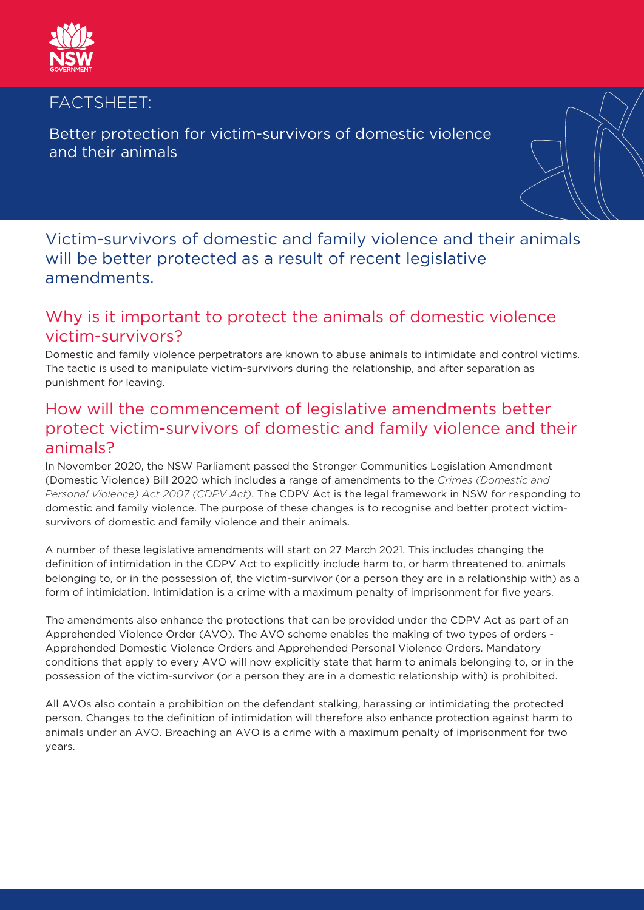# FACTSHEET:

## Better protection for victim-survivors of domestic violence and their animals

Victim-survivors of domestic and family violence and their animals will be better protected as a result of recent legislative amendments.

## Why is it important to protect the animals of domestic violence victim-survivors?

Domestic and family violence perpetrators are known to abuse animals to intimidate and control victims. The tactic is used to manipulate victim-survivors during the relationship, and after separation as punishment for leaving.

## How will the commencement of legislative amendments better protect victim-survivors of domestic and family violence and their animals?

In November 2020, the NSW Parliament passed the Stronger Communities Legislation Amendment (Domestic Violence) Bill 2020 which includes a range of amendments to the *Crimes (Domestic and Personal Violence) Act 2007 (CDPV Act)*. The CDPV Act is the legal framework in NSW for responding to domestic and family violence. The purpose of these changes is to recognise and better protect victim-survivors of domestic and family violence and their animals.

A number of these legislative amendments will start on 27 March 2021. This includes changing the definition of intimidation in the CDPV Act to explicitly include harm to, or harm threatened to, animals belonging to, or in the possession of, the victim-survivor (or a person they are in a relationship with) as a form of intimidation. Intimidation is a crime with a maximum penalty of imprisonment for five years.

The amendments also enhance the protections that can be provided under the CDPV Act as part of an Apprehended Violence Order (AVO). The AVO scheme enables the making of two types of orders - Apprehended Domestic Violence Orders and Apprehended Personal Violence Orders. Mandatory conditions that apply to every AVO will now explicitly state that harm to animals belonging to, or in the possession of the victim-survivor (or a person they are in a domestic relationship with) is prohibited.

All AVOs also contain a prohibition on the defendant stalking, harassing or intimidating the protected person. Changes to the definition of intimidation will therefore also enhance protection against harm to animals under an AVO. Breaching an AVO is a crime with a maximum penalty of imprisonment for two years.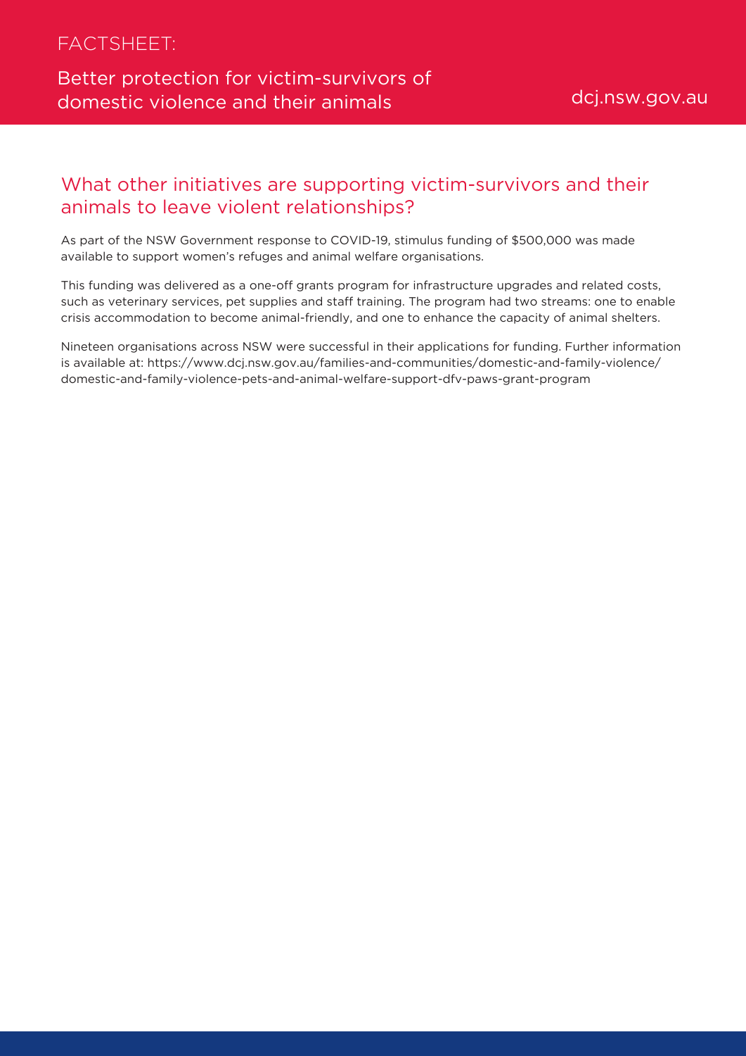## What other initiatives are supporting victim-survivors and their animals to leave violent relationships?

As part of the NSW Government response to COVID-19, stimulus funding of $500,000 was made available to support women's refuges and animal welfare organisations.

This funding was delivered as a one-off grants program for infrastructure upgrades and related costs, such as veterinary services, pet supplies and staff training. The program had two streams: one to enable crisis accommodation to become animal-friendly, and one to enhance the capacity of animal shelters.

Nineteen organisations across NSW were successful in their applications for funding. Further information is available at: https://www.dcj.nsw.gov.au/families-and-communities/domestic-and-family-violence/domestic-and-family-violence-pets-and-animal-welfare-support-dfv-paws-grant-program